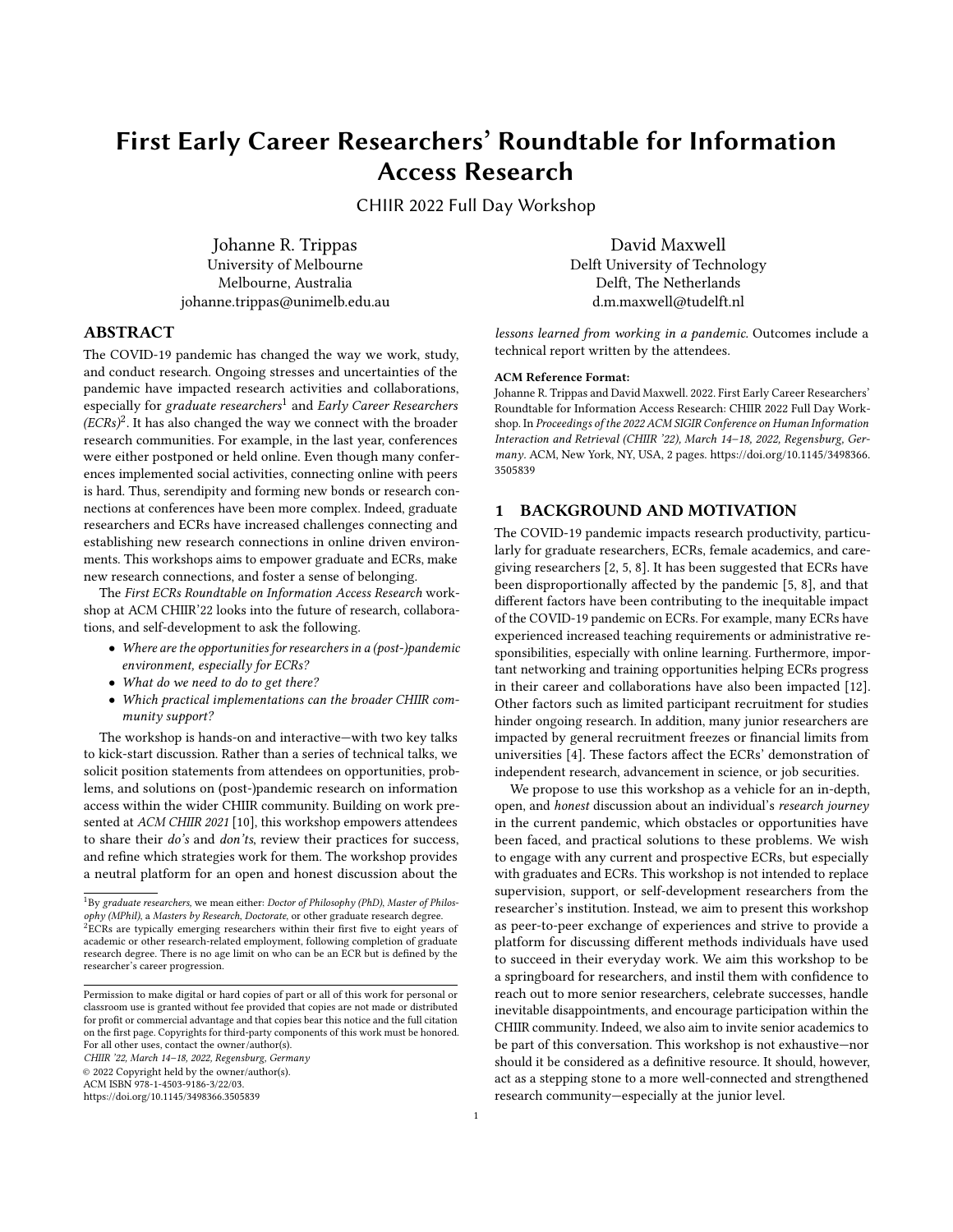# First Early Career Researchers' Roundtable for Information Access Research

CHIIR 2022 Full Day Workshop

Johanne R. Trippas
University of Melbourne
Melbourne, Australia
johanne.trippas@unimelb.edu.au

David Maxwell
Delft University of Technology
Delft, The Netherlands
d.m.maxwell@tudelft.nl

## ABSTRACT

The COVID-19 pandemic has changed the way we work, study, and conduct research. Ongoing stresses and uncertainties of the pandemic have impacted research activities and collaborations, especially for *graduate researchers*[1] and *Early Career Researchers (ECRs)*[2]. It has also changed the way we connect with the broader research communities. For example, in the last year, conferences were either postponed or held online. Even though many conferences implemented social activities, connecting online with peers is hard. Thus, serendipity and forming new bonds or research connections at conferences have been more complex. Indeed, graduate researchers and ECRs have increased challenges connecting and establishing new research connections in online driven environments. This workshops aims to empower graduate and ECRs, make new research connections, and foster a sense of belonging.

The *First ECRs Roundtable on Information Access Research* workshop at ACM CHIIR'22 looks into the future of research, collaborations, and self-development to ask the following.

- *Where are the opportunities for researchers in a (post-)pandemic environment, especially for ECRs?*
- *What do we need to do to get there?*
- *Which practical implementations can the broader CHIIR community support?*

The workshop is hands-on and interactive—with two key talks to kick-start discussion. Rather than a series of technical talks, we solicit position statements from attendees on opportunities, problems, and solutions on (post-)pandemic research on information access within the wider CHIIR community. Building on work presented at *ACM CHIIR 2021* [10], this workshop empowers attendees to share their *do's* and *don'ts*, review their practices for success, and refine which strategies work for them. The workshop provides a neutral platform for an open and honest discussion about the *lessons learned from working in a pandemic*. Outcomes include a technical report written by the attendees.

[1] By *graduate researchers*, we mean either: *Doctor of Philosophy (PhD)*, *Master of Philosophy (MPhil)*, a *Masters by Research*, *Doctorate*, or other graduate research degree.

[2] ECRs are typically emerging researchers within their first five to eight years of academic or other research-related employment, following completion of graduate research degree. There is no age limit on who can be an ECR but is defined by the researcher's career progression.

Permission to make digital or hard copies of part or all of this work for personal or classroom use is granted without fee provided that copies are not made or distributed for profit or commercial advantage and that copies bear this notice and the full citation on the first page. Copyrights for third-party components of this work must be honored. For all other uses, contact the owner/author(s).
*CHIIR '22, March 14–18, 2022, Regensburg, Germany*
© 2022 Copyright held by the owner/author(s).
ACM ISBN 978-1-4503-9186-3/22/03.
https://doi.org/10.1145/3498366.3505839

**ACM Reference Format:**
Johanne R. Trippas and David Maxwell. 2022. First Early Career Researchers' Roundtable for Information Access Research: CHIIR 2022 Full Day Workshop. In *Proceedings of the 2022 ACM SIGIR Conference on Human Information Interaction and Retrieval (CHIIR '22), March 14–18, 2022, Regensburg, Germany*. ACM, New York, NY, USA, 2 pages. https://doi.org/10.1145/3498366.3505839

## 1 BACKGROUND AND MOTIVATION

The COVID-19 pandemic impacts research productivity, particularly for graduate researchers, ECRs, female academics, and caregiving researchers [2, 5, 8]. It has been suggested that ECRs have been disproportionally affected by the pandemic [5, 8], and that different factors have been contributing to the inequitable impact of the COVID-19 pandemic on ECRs. For example, many ECRs have experienced increased teaching requirements or administrative responsibilities, especially with online learning. Furthermore, important networking and training opportunities helping ECRs progress in their career and collaborations have also been impacted [12]. Other factors such as limited participant recruitment for studies hinder ongoing research. In addition, many junior researchers are impacted by general recruitment freezes or financial limits from universities [4]. These factors affect the ECRs' demonstration of independent research, advancement in science, or job securities.

We propose to use this workshop as a vehicle for an in-depth, open, and *honest* discussion about an individual's *research journey* in the current pandemic, which obstacles or opportunities have been faced, and practical solutions to these problems. We wish to engage with any current and prospective ECRs, but especially with graduates and ECRs. This workshop is not intended to replace supervision, support, or self-development researchers from the researcher's institution. Instead, we aim to present this workshop as peer-to-peer exchange of experiences and strive to provide a platform for discussing different methods individuals have used to succeed in their everyday work. We aim this workshop to be a springboard for researchers, and instil them with confidence to reach out to more senior researchers, celebrate successes, handle inevitable disappointments, and encourage participation within the CHIIR community. Indeed, we also aim to invite senior academics to be part of this conversation. This workshop is not exhaustive—nor should it be considered as a definitive resource. It should, however, act as a stepping stone to a more well-connected and strengthened research community—especially at the junior level.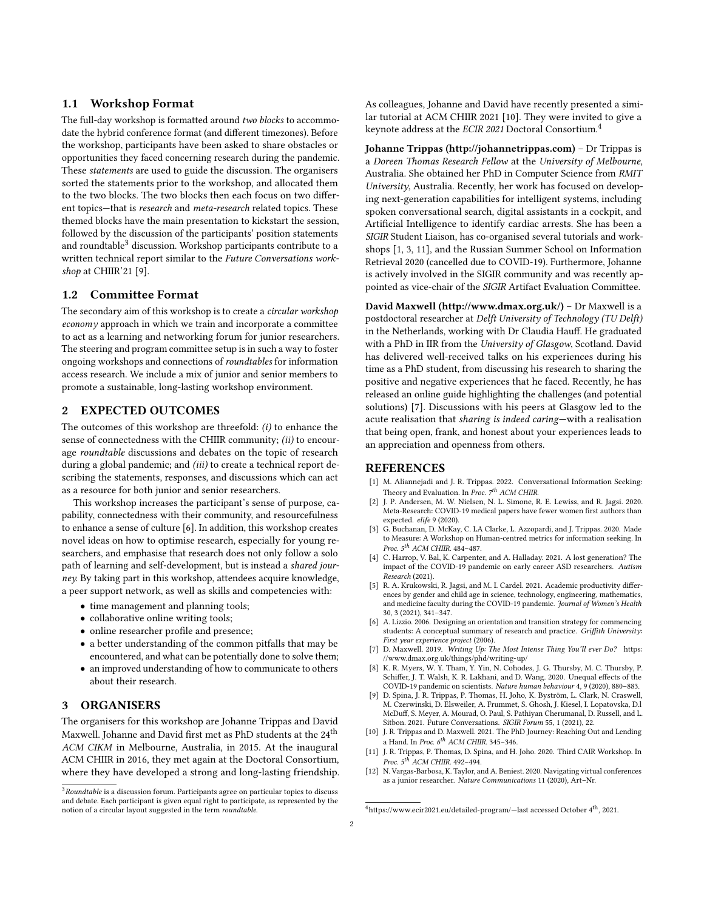### 1.1 Workshop Format

The full-day workshop is formatted around *two blocks* to accommodate the hybrid conference format (and different timezones). Before the workshop, participants have been asked to share obstacles or opportunities they faced concerning research during the pandemic. These *statements* are used to guide the discussion. The organisers sorted the statements prior to the workshop, and allocated them to the two blocks. The two blocks then each focus on two different topics—that is *research* and *meta-research* related topics. These themed blocks have the main presentation to kickstart the session, followed by the discussion of the participants' position statements and roundtable[3] discussion. Workshop participants contribute to a written technical report similar to the *Future Conversations workshop* at CHIIR'21 [9].

### 1.2 Committee Format

The secondary aim of this workshop is to create a *circular workshop economy* approach in which we train and incorporate a committee to act as a learning and networking forum for junior researchers. The steering and program committee setup is in such a way to foster ongoing workshops and connections of *roundtables* for information access research. We include a mix of junior and senior members to promote a sustainable, long-lasting workshop environment.

## 2 EXPECTED OUTCOMES

The outcomes of this workshop are threefold: *(i)* to enhance the sense of connectedness with the CHIIR community; *(ii)* to encourage *roundtable* discussions and debates on the topic of research during a global pandemic; and *(iii)* to create a technical report describing the statements, responses, and discussions which can act as a resource for both junior and senior researchers.

This workshop increases the participant's sense of purpose, capability, connectedness with their community, and resourcefulness to enhance a sense of culture [6]. In addition, this workshop creates novel ideas on how to optimise research, especially for young researchers, and emphasise that research does not only follow a solo path of learning and self-development, but is instead a *shared journey*. By taking part in this workshop, attendees acquire knowledge, a peer support network, as well as skills and competencies with:

- time management and planning tools;
- collaborative online writing tools;
- online researcher profile and presence;
- a better understanding of the common pitfalls that may be encountered, and what can be potentially done to solve them;
- an improved understanding of how to communicate to others about their research.

## 3 ORGANISERS

The organisers for this workshop are Johanne Trippas and David Maxwell. Johanne and David first met as PhD students at the 24th *ACM CIKM* in Melbourne, Australia, in 2015. At the inaugural ACM CHIIR in 2016, they met again at the Doctoral Consortium, where they have developed a strong and long-lasting friendship. As colleagues, Johanne and David have recently presented a similar tutorial at ACM CHIIR 2021 [10]. They were invited to give a keynote address at the *ECIR 2021* Doctoral Consortium.[4]

**Johanne Trippas (http://johannetrippas.com)** – Dr Trippas is a *Doreen Thomas Research Fellow* at the *University of Melbourne*, Australia. She obtained her PhD in Computer Science from *RMIT University*, Australia. Recently, her work has focused on developing next-generation capabilities for intelligent systems, including spoken conversational search, digital assistants in a cockpit, and Artificial Intelligence to identify cardiac arrests. She has been a *SIGIR* Student Liaison, has co-organised several tutorials and workshops [1, 3, 11], and the Russian Summer School on Information Retrieval 2020 (cancelled due to COVID-19). Furthermore, Johanne is actively involved in the SIGIR community and was recently appointed as vice-chair of the *SIGIR* Artifact Evaluation Committee.

**David Maxwell (http://www.dmax.org.uk/)** – Dr Maxwell is a postdoctoral researcher at *Delft University of Technology (TU Delft)* in the Netherlands, working with Dr Claudia Hauff. He graduated with a PhD in IIR from the *University of Glasgow*, Scotland. David has delivered well-received talks on his experiences during his time as a PhD student, from discussing his research to sharing the positive and negative experiences that he faced. Recently, he has released an online guide highlighting the challenges (and potential solutions) [7]. Discussions with his peers at Glasgow led to the acute realisation that *sharing is indeed caring*—with a realisation that being open, frank, and honest about your experiences leads to an appreciation and openness from others.

## REFERENCES

[1] M. Aliannejadi and J. R. Trippas. 2022. Conversational Information Seeking: Theory and Evaluation. In *Proc. 7th ACM CHIIR*.

[2] J. P. Andersen, M. W. Nielsen, N. L. Simone, R. E. Lewiss, and R. Jagsi. 2020. Meta-Research: COVID-19 medical papers have fewer women first authors than expected. *elife* 9 (2020).

[3] G. Buchanan, D. McKay, C. LA Clarke, L. Azzopardi, and J. Trippas. 2020. Made to Measure: A Workshop on Human-centred metrics for information seeking. In *Proc. 5th ACM CHIIR*. 484–487.

[4] C. Harrop, V. Bal, K. Carpenter, and A. Halladay. 2021. A lost generation? The impact of the COVID-19 pandemic on early career ASD researchers. *Autism Research* (2021).

[5] R. A. Krukowski, R. Jagsi, and M. I. Cardel. 2021. Academic productivity differences by gender and child age in science, technology, engineering, mathematics, and medicine faculty during the COVID-19 pandemic. *Journal of Women's Health* 30, 3 (2021), 341–347.

[6] A. Lizzio. 2006. Designing an orientation and transition strategy for commencing students: A conceptual summary of research and practice. *Griffith University: First year experience project* (2006).

[7] D. Maxwell. 2019. *Writing Up: The Most Intense Thing You'll ever Do?* https://www.dmax.org.uk/things/phd/writing-up/

[8] K. R. Myers, W. Y. Tham, Y. Yin, N. Cohodes, J. G. Thursby, M. C. Thursby, P. Schiffer, J. T. Walsh, K. R. Lakhani, and D. Wang. 2020. Unequal effects of the COVID-19 pandemic on scientists. *Nature human behaviour* 4, 9 (2020), 880–883.

[9] D. Spina, J. R. Trippas, P. Thomas, H. Joho, K. Byström, L. Clark, N. Craswell, M. Czerwinski, D. Elsweiler, A. Frummet, S. Ghosh, J. Kiesel, I. Lopatovska, D.l McDuff, S. Meyer, A. Mourad, O. Paul, S. Pathiyan Cherumanal, D. Russell, and L. Sitbon. 2021. Future Conversations. *SIGIR Forum* 55, 1 (2021), 22.

[10] J. R. Trippas and D. Maxwell. 2021. The PhD Journey: Reaching Out and Lending a Hand. In *Proc. 6th ACM CHIIR*. 345–346.

[11] J. R. Trippas, P. Thomas, D. Spina, and H. Joho. 2020. Third CAIR Workshop. In *Proc. 5th ACM CHIIR*. 492–494.

[12] N. Vargas-Barbosa, K. Taylor, and A. Beniest. 2020. Navigating virtual conferences as a junior researcher. *Nature Communications* 11 (2020), Art–Nr.

[3] *Roundtable* is a discussion forum. Participants agree on particular topics to discuss and debate. Each participant is given equal right to participate, as represented by the notion of a circular layout suggested in the term *roundtable*.

[4] https://www.ecir2021.eu/detailed-program/—last accessed October 4th, 2021.